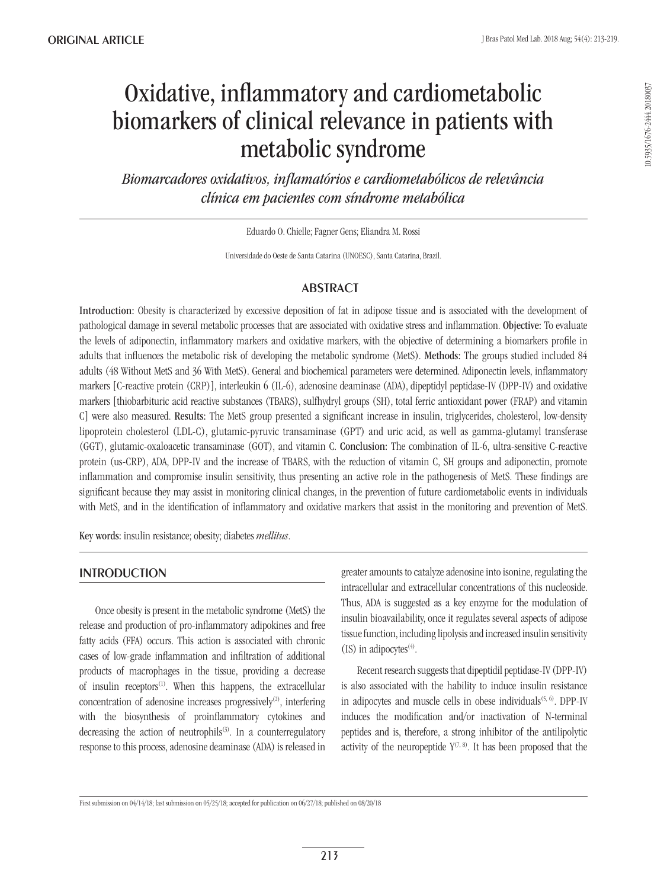ORIGINAL ARTICLE

# Oxidative, inflammatory and cardiometabolic biomarkers of clinical relevance in patients with metabolic syndrome

*Biomarcadores oxidativos, inflamatórios e cardiometabólicos de relevância clínica em pacientes com síndrome metabólica*

Eduardo O. Chielle; Fagner Gens; Eliandra M. Rossi

Universidade do Oeste de Santa Catarina (UNOESC), Santa Catarina, Brazil.

## ABSTRACT

**Introduction:** Obesity is characterized by excessive deposition of fat in adipose tissue and is associated with the development of pathological damage in several metabolic processes that are associated with oxidative stress and inflammation. **Objective:** To evaluate the levels of adiponectin, inflammatory markers and oxidative markers, with the objective of determining a biomarkers profile in adults that influences the metabolic risk of developing the metabolic syndrome (MetS). **Methods:** The groups studied included 84 adults (48 Without MetS and 36 With MetS). General and biochemical parameters were determined. Adiponectin levels, inflammatory markers [C-reactive protein (CRP)], interleukin 6 (IL-6), adenosine deaminase (ADA), dipeptidyl peptidase-IV (DPP-IV) and oxidative markers [thiobarbituric acid reactive substances (TBARS), sulfhydryl groups (SH), total ferric antioxidant power (FRAP) and vitamin C] were also measured. **Results:** The MetS group presented a significant increase in insulin, triglycerides, cholesterol, low-density lipoprotein cholesterol (LDL-C), glutamic-pyruvic transaminase (GPT) and uric acid, as well as gamma-glutamyl transferase (GGT), glutamic-oxaloacetic transaminase (GOT), and vitamin C. **Conclusion:** The combination of IL-6, ultra-sensitive C-reactive protein (us-CRP), ADA, DPP-IV and the increase of TBARS, with the reduction of vitamin C, SH groups and adiponectin, promote inflammation and compromise insulin sensitivity, thus presenting an active role in the pathogenesis of MetS. These findings are significant because they may assist in monitoring clinical changes, in the prevention of future cardiometabolic events in individuals with MetS, and in the identification of inflammatory and oxidative markers that assist in the monitoring and prevention of MetS.

**Key words:** insulin resistance; obesity; diabetes *mellitus*.

## INTRODUCTION

Once obesity is present in the metabolic syndrome (MetS) the release and production of pro-inflammatory adipokines and free fatty acids (FFA) occurs. This action is associated with chronic cases of low-grade inflammation and infiltration of additional products of macrophages in the tissue, providing a decrease of insulin receptors[1]. When this happens, the extracellular concentration of adenosine increases progressively[2], interfering with the biosynthesis of proinflammatory cytokines and decreasing the action of neutrophils[3]. In a counterregulatory response to this process, adenosine deaminase (ADA) is released in greater amounts to catalyze adenosine into isonine, regulating the intracellular and extracellular concentrations of this nucleoside. Thus, ADA is suggested as a key enzyme for the modulation of insulin bioavailability, once it regulates several aspects of adipose tissue function, including lipolysis and increased insulin sensitivity (IS) in adipocytes[4].

Recent research suggests that dipeptidil peptidase-IV (DPP-IV) is also associated with the hability to induce insulin resistance in adipocytes and muscle cells in obese individuals[5, 6]. DPP-IV induces the modification and/or inactivation of N-terminal peptides and is, therefore, a strong inhibitor of the antilipolytic activity of the neuropeptide Y[7, 8]. It has been proposed that the

First submission on 04/14/18; last submission on 05/25/18; accepted for publication on 06/27/18; published on 08/20/18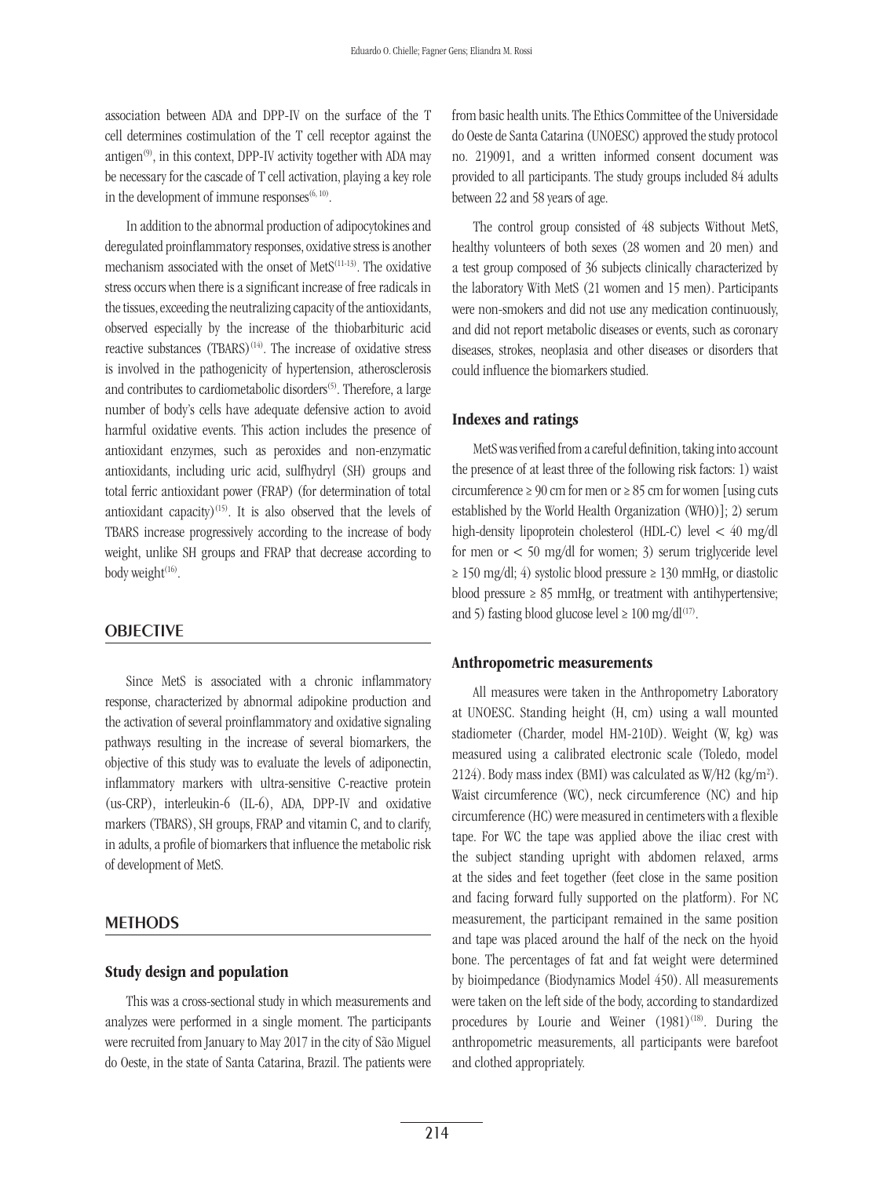association between ADA and DPP-IV on the surface of the T cell determines costimulation of the T cell receptor against the antigen[9], in this context, DPP-IV activity together with ADA may be necessary for the cascade of T cell activation, playing a key role in the development of immune responses[6, 10].

In addition to the abnormal production of adipocytokines and deregulated proinflammatory responses, oxidative stress is another mechanism associated with the onset of MetS[11-13]. The oxidative stress occurs when there is a significant increase of free radicals in the tissues, exceeding the neutralizing capacity of the antioxidants, observed especially by the increase of the thiobarbituric acid reactive substances (TBARS)[14]. The increase of oxidative stress is involved in the pathogenicity of hypertension, atherosclerosis and contributes to cardiometabolic disorders[5]. Therefore, a large number of body's cells have adequate defensive action to avoid harmful oxidative events. This action includes the presence of antioxidant enzymes, such as peroxides and non-enzymatic antioxidants, including uric acid, sulfhydryl (SH) groups and total ferric antioxidant power (FRAP) (for determination of total antioxidant capacity)[15]. It is also observed that the levels of TBARS increase progressively according to the increase of body weight, unlike SH groups and FRAP that decrease according to body weight[16].

## OBJECTIVE

Since MetS is associated with a chronic inflammatory response, characterized by abnormal adipokine production and the activation of several proinflammatory and oxidative signaling pathways resulting in the increase of several biomarkers, the objective of this study was to evaluate the levels of adiponectin, inflammatory markers with ultra-sensitive C-reactive protein (us-CRP), interleukin-6 (IL-6), ADA, DPP-IV and oxidative markers (TBARS), SH groups, FRAP and vitamin C, and to clarify, in adults, a profile of biomarkers that influence the metabolic risk of development of MetS.

## METHODS

### Study design and population

This was a cross-sectional study in which measurements and analyzes were performed in a single moment. The participants were recruited from January to May 2017 in the city of São Miguel do Oeste, in the state of Santa Catarina, Brazil. The patients were from basic health units. The Ethics Committee of the Universidade do Oeste de Santa Catarina (UNOESC) approved the study protocol no. 219091, and a written informed consent document was provided to all participants. The study groups included 84 adults between 22 and 58 years of age.

The control group consisted of 48 subjects Without MetS, healthy volunteers of both sexes (28 women and 20 men) and a test group composed of 36 subjects clinically characterized by the laboratory With MetS (21 women and 15 men). Participants were non-smokers and did not use any medication continuously, and did not report metabolic diseases or events, such as coronary diseases, strokes, neoplasia and other diseases or disorders that could influence the biomarkers studied.

### Indexes and ratings

MetS was verified from a careful definition, taking into account the presence of at least three of the following risk factors: 1) waist circumference ≥ 90 cm for men or ≥ 85 cm for women [using cuts established by the World Health Organization (WHO)]; 2) serum high-density lipoprotein cholesterol (HDL-C) level < 40 mg/dl for men or < 50 mg/dl for women; 3) serum triglyceride level ≥ 150 mg/dl; 4) systolic blood pressure ≥ 130 mmHg, or diastolic blood pressure ≥ 85 mmHg, or treatment with antihypertensive; and 5) fasting blood glucose level ≥ 100 mg/dl[17].

### Anthropometric measurements

All measures were taken in the Anthropometry Laboratory at UNOESC. Standing height (H, cm) using a wall mounted stadiometer (Charder, model HM-210D). Weight (W, kg) was measured using a calibrated electronic scale (Toledo, model 2124). Body mass index (BMI) was calculated as W/H2 ($kg/m^2$). Waist circumference (WC), neck circumference (NC) and hip circumference (HC) were measured in centimeters with a flexible tape. For WC the tape was applied above the iliac crest with the subject standing upright with abdomen relaxed, arms at the sides and feet together (feet close in the same position and facing forward fully supported on the platform). For NC measurement, the participant remained in the same position and tape was placed around the half of the neck on the hyoid bone. The percentages of fat and fat weight were determined by bioimpedance (Biodynamics Model 450). All measurements were taken on the left side of the body, according to standardized procedures by Lourie and Weiner (1981)[18]. During the anthropometric measurements, all participants were barefoot and clothed appropriately.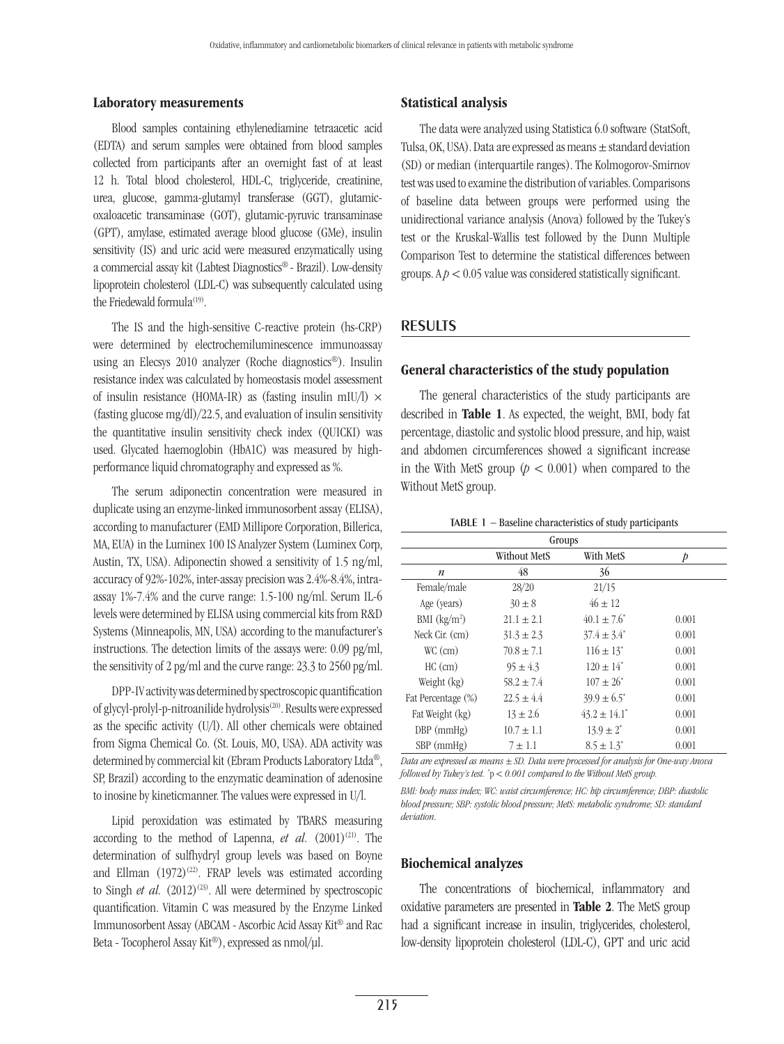### Laboratory measurements

Blood samples containing ethylenediamine tetraacetic acid (EDTA) and serum samples were obtained from blood samples collected from participants after an overnight fast of at least 12 h. Total blood cholesterol, HDL-C, triglyceride, creatinine, urea, glucose, gamma-glutamyl transferase (GGT), glutamic-oxaloacetic transaminase (GOT), glutamic-pyruvic transaminase (GPT), amylase, estimated average blood glucose (GMe), insulin sensitivity (IS) and uric acid were measured enzymatically using a commercial assay kit (Labtest Diagnostics® - Brazil). Low-density lipoprotein cholesterol (LDL-C) was subsequently calculated using the Friedewald formula[19].

The IS and the high-sensitive C-reactive protein (hs-CRP) were determined by electrochemiluminescence immunoassay using an Elecsys 2010 analyzer (Roche diagnostics®). Insulin resistance index was calculated by homeostasis model assessment of insulin resistance (HOMA-IR) as (fasting insulin mIU/l) × (fasting glucose mg/dl)/22.5, and evaluation of insulin sensitivity the quantitative insulin sensitivity check index (QUICKI) was used. Glycated haemoglobin (HbA1C) was measured by high-performance liquid chromatography and expressed as %.

The serum adiponectin concentration were measured in duplicate using an enzyme-linked immunosorbent assay (ELISA), according to manufacturer (EMD Millipore Corporation, Billerica, MA, EUA) in the Luminex 100 IS Analyzer System (Luminex Corp, Austin, TX, USA). Adiponectin showed a sensitivity of 1.5 ng/ml, accuracy of 92%-102%, inter-assay precision was 2.4%-8.4%, intra-assay 1%-7.4% and the curve range: 1.5-100 ng/ml. Serum IL-6 levels were determined by ELISA using commercial kits from R&D Systems (Minneapolis, MN, USA) according to the manufacturer's instructions. The detection limits of the assays were: 0.09 pg/ml, the sensitivity of 2 pg/ml and the curve range: 23.3 to 2560 pg/ml.

DPP-IV activity was determined by spectroscopic quantification of glycyl-prolyl-p-nitroanilide hydrolysis[20]. Results were expressed as the specific activity (U/l). All other chemicals were obtained from Sigma Chemical Co. (St. Louis, MO, USA). ADA activity was determined by commercial kit (Ebram Products Laboratory Ltda®, SP, Brazil) according to the enzymatic deamination of adenosine to inosine by kineticmanner. The values were expressed in U/l.

Lipid peroxidation was estimated by TBARS measuring according to the method of Lapenna, *et al.* (2001)[21]. The determination of sulfhydryl group levels was based on Boyne and Ellman (1972)[22]. FRAP levels was estimated according to Singh *et al.* (2012)[23]. All were determined by spectroscopic quantification. Vitamin C was measured by the Enzyme Linked Immunosorbent Assay (ABCAM - Ascorbic Acid Assay Kit® and Rac Beta - Tocopherol Assay Kit®), expressed as nmol/µl.

### Statistical analysis

The data were analyzed using Statistica 6.0 software (StatSoft, Tulsa, OK, USA). Data are expressed as means ± standard deviation (SD) or median (interquartile ranges). The Kolmogorov-Smirnov test was used to examine the distribution of variables. Comparisons of baseline data between groups were performed using the unidirectional variance analysis (Anova) followed by the Tukey's test or the Kruskal-Wallis test followed by the Dunn Multiple Comparison Test to determine the statistical differences between groups. A $p < 0.05$ value was considered statistically significant.

## RESULTS

### General characteristics of the study population

The general characteristics of the study participants are described in **Table 1**. As expected, the weight, BMI, body fat percentage, diastolic and systolic blood pressure, and hip, waist and abdomen circumferences showed a significant increase in the With MetS group ($p < 0.001$) when compared to the Without MetS group.

TABLE 1 – Baseline characteristics of study participants

| | Groups | | |
|---|---|---|---|
| | Without MetS | With MetS | $p$ |
| $n$ | 48 | 36 | |
| Female/male | 28/20 | 21/15 | |
| Age (years) | 30 ± 8 | 46 ± 12 | |
| BMI (kg/m$^2$) | 21.1 ± 2.1 | 40.1 ± 7.6* | 0.001 |
| Neck Cir. (cm) | 31.3 ± 2.3 | 37.4 ± 3.4* | 0.001 |
| WC (cm) | 70.8 ± 7.1 | 116 ± 13* | 0.001 |
| HC (cm) | 95 ± 4.3 | 120 ± 14* | 0.001 |
| Weight (kg) | 58.2 ± 7.4 | 107 ± 26* | 0.001 |
| Fat Percentage (%) | 22.5 ± 4.4 | 39.9 ± 6.5* | 0.001 |
| Fat Weight (kg) | 13 ± 2.6 | 43.2 ± 14.1* | 0.001 |
| DBP (mmHg) | 10.7 ± 1.1 | 13.9 ± 2* | 0.001 |
| SBP (mmHg) | 7 ± 1.1 | 8.5 ± 1.3* | 0.001 |

*Data are expressed as means ± SD. Data were processed for analysis for One-way Anova followed by Tukey's test.* *$p < 0.001$ *compared to the Without MetS group.*

*BMI: body mass index; WC: waist circumference; HC: hip circumference; DBP: diastolic blood pressure; SBP: systolic blood pressure; MetS: metabolic syndrome; SD: standard deviation.*

### Biochemical analyzes

The concentrations of biochemical, inflammatory and oxidative parameters are presented in **Table 2**. The MetS group had a significant increase in insulin, triglycerides, cholesterol, low-density lipoprotein cholesterol (LDL-C), GPT and uric acid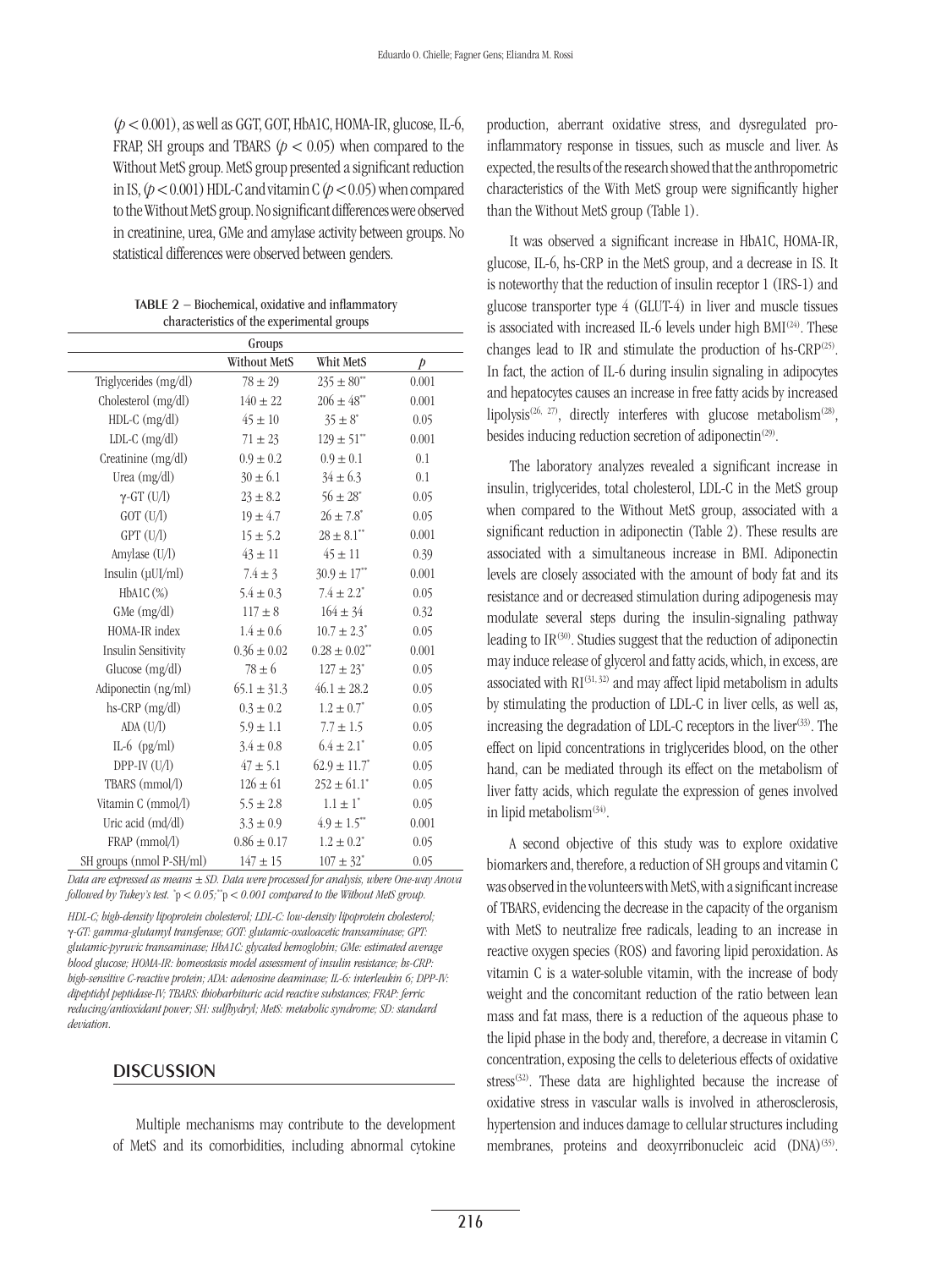($p < 0.001$), as well as GGT, GOT, HbA1C, HOMA-IR, glucose, IL-6, FRAP, SH groups and TBARS ($p < 0.05$) when compared to the Without MetS group. MetS group presented a significant reduction in IS, ($p < 0.001$) HDL-C and vitamin C ($p < 0.05$) when compared to the Without MetS group. No significant differences were observed in creatinine, urea, GMe and amylase activity between groups. No statistical differences were observed between genders.

**TABLE 2** – Biochemical, oxidative and inflammatory characteristics of the experimental groups

| | Groups | | |
|---|---|---|---|
| | Without MetS | Whit MetS | $p$ |
| Triglycerides (mg/dl) | 78 ± 29 | 235 ± 80** | 0.001 |
| Cholesterol (mg/dl) | 140 ± 22 | 206 ± 48** | 0.001 |
| HDL-C (mg/dl) | 45 ± 10 | 35 ± 8* | 0.05 |
| LDL-C (mg/dl) | 71 ± 23 | 129 ± 51** | 0.001 |
| Creatinine (mg/dl) | 0.9 ± 0.2 | 0.9 ± 0.1 | 0.1 |
| Urea (mg/dl) | 30 ± 6.1 | 34 ± 6.3 | 0.1 |
| γ-GT (U/l) | 23 ± 8.2 | 56 ± 28* | 0.05 |
| GOT (U/l) | 19 ± 4.7 | 26 ± 7.8* | 0.05 |
| GPT (U/l) | 15 ± 5.2 | 28 ± 8.1** | 0.001 |
| Amylase (U/l) | 43 ± 11 | 45 ± 11 | 0.39 |
| Insulin (μUI/ml) | 7.4 ± 3 | 30.9 ± 17** | 0.001 |
| HbA1C (%) | 5.4 ± 0.3 | 7.4 ± 2.2* | 0.05 |
| GMe (mg/dl) | 117 ± 8 | 164 ± 34 | 0.32 |
| HOMA-IR index | 1.4 ± 0.6 | 10.7 ± 2.3* | 0.05 |
| Insulin Sensitivity | 0.36 ± 0.02 | 0.28 ± 0.02** | 0.001 |
| Glucose (mg/dl) | 78 ± 6 | 127 ± 23* | 0.05 |
| Adiponectin (ng/ml) | 65.1 ± 31.3 | 46.1 ± 28.2 | 0.05 |
| hs-CRP (mg/dl) | 0.3 ± 0.2 | 1.2 ± 0.7* | 0.05 |
| ADA (U/l) | 5.9 ± 1.1 | 7.7 ± 1.5 | 0.05 |
| IL-6 (pg/ml) | 3.4 ± 0.8 | 6.4 ± 2.1* | 0.05 |
| DPP-IV (U/l) | 47 ± 5.1 | 62.9 ± 11.7* | 0.05 |
| TBARS (mmol/l) | 126 ± 61 | 252 ± 61.1* | 0.05 |
| Vitamin C (mmol/l) | 5.5 ± 2.8 | 1.1 ± 1* | 0.05 |
| Uric acid (md/dl) | 3.3 ± 0.9 | 4.9 ± 1.5** | 0.001 |
| FRAP (mmol/l) | 0.86 ± 0.17 | 1.2 ± 0.2* | 0.05 |
| SH groups (nmol P-SH/ml) | 147 ± 15 | 107 ± 32* | 0.05 |

*Data are expressed as means ± SD. Data were processed for analysis, where One-way Anova followed by Tukey's test. *p < 0.05; **p < 0.001 compared to the Without MetS group.*

*HDL-C; high-density lipoprotein cholesterol; LDL-C: low-density lipoprotein cholesterol; γ-GT: gamma-glutamyl transferase; GOT: glutamic-oxaloacetic transaminase; GPT: glutamic-pyruvic transaminase; HbA1C: glycated hemoglobin; GMe: estimated average blood glucose; HOMA-IR: homeostasis model assessment of insulin resistance; hs-CRP: high-sensitive C-reactive protein; ADA: adenosine deaminase; IL-6: interleukin 6; DPP-IV: dipeptidyl peptidase-IV; TBARS: thiobarbituric acid reactive substances; FRAP: ferric reducing/antioxidant power; SH: sulfhydryl; MetS: metabolic syndrome; SD: standard deviation.*

## DISCUSSION

Multiple mechanisms may contribute to the development of MetS and its comorbidities, including abnormal cytokine production, aberrant oxidative stress, and dysregulated pro-inflammatory response in tissues, such as muscle and liver. As expected, the results of the research showed that the anthropometric characteristics of the With MetS group were significantly higher than the Without MetS group (Table 1).

It was observed a significant increase in HbA1C, HOMA-IR, glucose, IL-6, hs-CRP in the MetS group, and a decrease in IS. It is noteworthy that the reduction of insulin receptor 1 (IRS-1) and glucose transporter type 4 (GLUT-4) in liver and muscle tissues is associated with increased IL-6 levels under high BMI[24]. These changes lead to IR and stimulate the production of hs-CRP[25]. In fact, the action of IL-6 during insulin signaling in adipocytes and hepatocytes causes an increase in free fatty acids by increased lipolysis[26, 27], directly interferes with glucose metabolism[28], besides inducing reduction secretion of adiponectin[29].

The laboratory analyzes revealed a significant increase in insulin, triglycerides, total cholesterol, LDL-C in the MetS group when compared to the Without MetS group, associated with a significant reduction in adiponectin (Table 2). These results are associated with a simultaneous increase in BMI. Adiponectin levels are closely associated with the amount of body fat and its resistance and or decreased stimulation during adipogenesis may modulate several steps during the insulin-signaling pathway leading to IR[30]. Studies suggest that the reduction of adiponectin may induce release of glycerol and fatty acids, which, in excess, are associated with RI[31, 32] and may affect lipid metabolism in adults by stimulating the production of LDL-C in liver cells, as well as, increasing the degradation of LDL-C receptors in the liver[33]. The effect on lipid concentrations in triglycerides blood, on the other hand, can be mediated through its effect on the metabolism of liver fatty acids, which regulate the expression of genes involved in lipid metabolism[34].

A second objective of this study was to explore oxidative biomarkers and, therefore, a reduction of SH groups and vitamin C was observed in the volunteers with MetS, with a significant increase of TBARS, evidencing the decrease in the capacity of the organism with MetS to neutralize free radicals, leading to an increase in reactive oxygen species (ROS) and favoring lipid peroxidation. As vitamin C is a water-soluble vitamin, with the increase of body weight and the concomitant reduction of the ratio between lean mass and fat mass, there is a reduction of the aqueous phase to the lipid phase in the body and, therefore, a decrease in vitamin C concentration, exposing the cells to deleterious effects of oxidative stress[32]. These data are highlighted because the increase of oxidative stress in vascular walls is involved in atherosclerosis, hypertension and induces damage to cellular structures including membranes, proteins and deoxyrribonucleic acid (DNA)[35].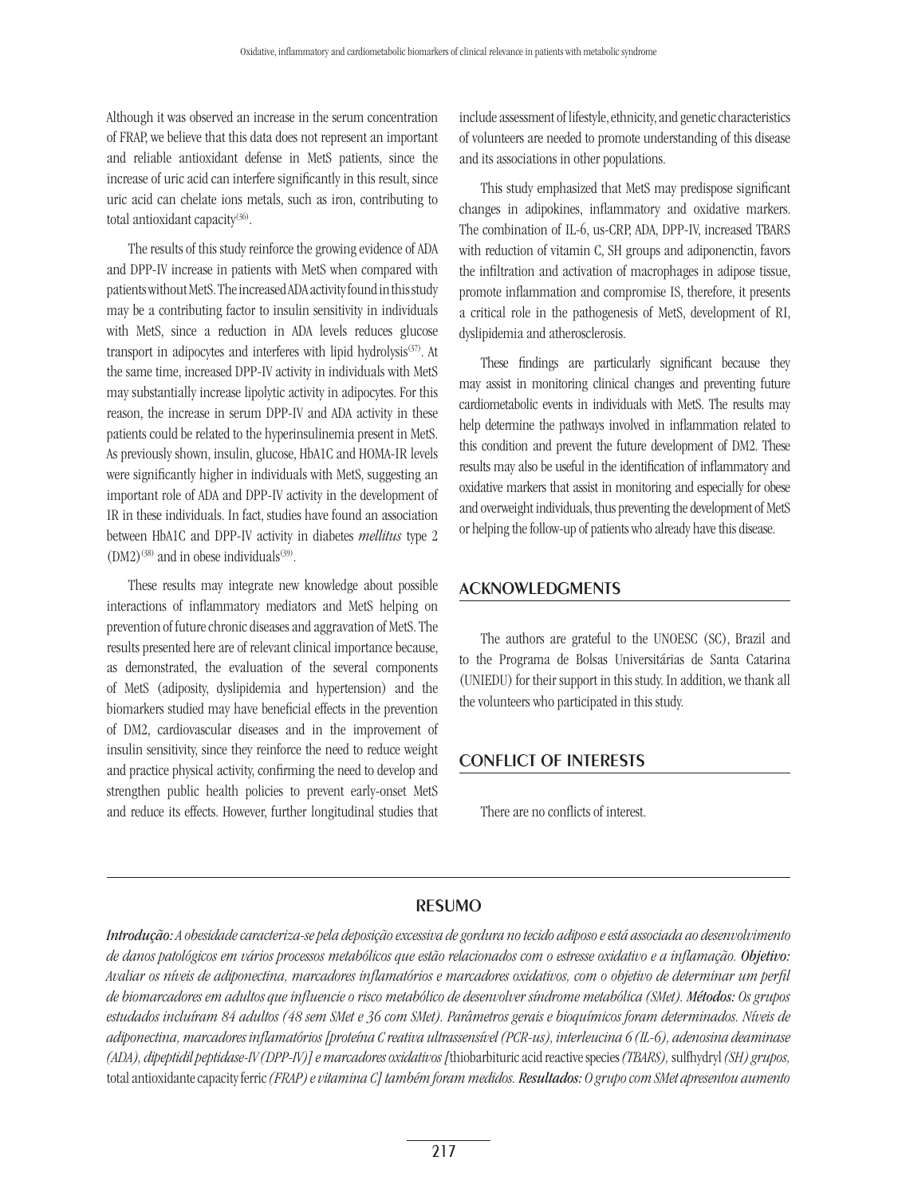Although it was observed an increase in the serum concentration of FRAP, we believe that this data does not represent an important and reliable antioxidant defense in MetS patients, since the increase of uric acid can interfere significantly in this result, since uric acid can chelate ions metals, such as iron, contributing to total antioxidant capacity[36].

The results of this study reinforce the growing evidence of ADA and DPP-IV increase in patients with MetS when compared with patients without MetS. The increased ADA activity found in this study may be a contributing factor to insulin sensitivity in individuals with MetS, since a reduction in ADA levels reduces glucose transport in adipocytes and interferes with lipid hydrolysis[37]. At the same time, increased DPP-IV activity in individuals with MetS may substantially increase lipolytic activity in adipocytes. For this reason, the increase in serum DPP-IV and ADA activity in these patients could be related to the hyperinsulinemia present in MetS. As previously shown, insulin, glucose, HbA1C and HOMA-IR levels were significantly higher in individuals with MetS, suggesting an important role of ADA and DPP-IV activity in the development of IR in these individuals. In fact, studies have found an association between HbA1C and DPP-IV activity in diabetes *mellitus* type 2 (DM2)[38] and in obese individuals[39].

These results may integrate new knowledge about possible interactions of inflammatory mediators and MetS helping on prevention of future chronic diseases and aggravation of MetS. The results presented here are of relevant clinical importance because, as demonstrated, the evaluation of the several components of MetS (adiposity, dyslipidemia and hypertension) and the biomarkers studied may have beneficial effects in the prevention of DM2, cardiovascular diseases and in the improvement of insulin sensitivity, since they reinforce the need to reduce weight and practice physical activity, confirming the need to develop and strengthen public health policies to prevent early-onset MetS and reduce its effects. However, further longitudinal studies that include assessment of lifestyle, ethnicity, and genetic characteristics of volunteers are needed to promote understanding of this disease and its associations in other populations.

This study emphasized that MetS may predispose significant changes in adipokines, inflammatory and oxidative markers. The combination of IL-6, us-CRP, ADA, DPP-IV, increased TBARS with reduction of vitamin C, SH groups and adiponenctin, favors the infiltration and activation of macrophages in adipose tissue, promote inflammation and compromise IS, therefore, it presents a critical role in the pathogenesis of MetS, development of RI, dyslipidemia and atherosclerosis.

These findings are particularly significant because they may assist in monitoring clinical changes and preventing future cardiometabolic events in individuals with MetS. The results may help determine the pathways involved in inflammation related to this condition and prevent the future development of DM2. These results may also be useful in the identification of inflammatory and oxidative markers that assist in monitoring and especially for obese and overweight individuals, thus preventing the development of MetS or helping the follow-up of patients who already have this disease.

## ACKNOWLEDGMENTS

The authors are grateful to the UNOESC (SC), Brazil and to the Programa de Bolsas Universitárias de Santa Catarina (UNIEDU) for their support in this study. In addition, we thank all the volunteers who participated in this study.

## CONFLICT OF INTERESTS

There are no conflicts of interest.

## RESUMO

***Introdução:*** *A obesidade caracteriza-se pela deposição excessiva de gordura no tecido adiposo e está associada ao desenvolvimento de danos patológicos em vários processos metabólicos que estão relacionados com o estresse oxidativo e a inflamação.* ***Objetivo:*** *Avaliar os níveis de adiponectina, marcadores inflamatórios e marcadores oxidativos, com o objetivo de determinar um perfil de biomarcadores em adultos que influencie o risco metabólico de desenvolver síndrome metabólica (SMet).* ***Métodos:*** *Os grupos estudados incluíram 84 adultos (48 sem SMet e 36 com SMet). Parâmetros gerais e bioquímicos foram determinados. Níveis de adiponectina, marcadores inflamatórios [proteína C reativa ultrassensível (PCR-us), interleucina 6 (IL-6), adenosina deaminase (ADA), dipeptidil peptidase-IV (DPP-IV)] e marcadores oxidativos [*thiobarbituric acid reactive species *(TBARS),* sulfhydryl *(SH) grupos,* total antioxidante capacity ferric *(FRAP) e vitamina C] também foram medidos.* ***Resultados:*** *O grupo com SMet apresentou aumento*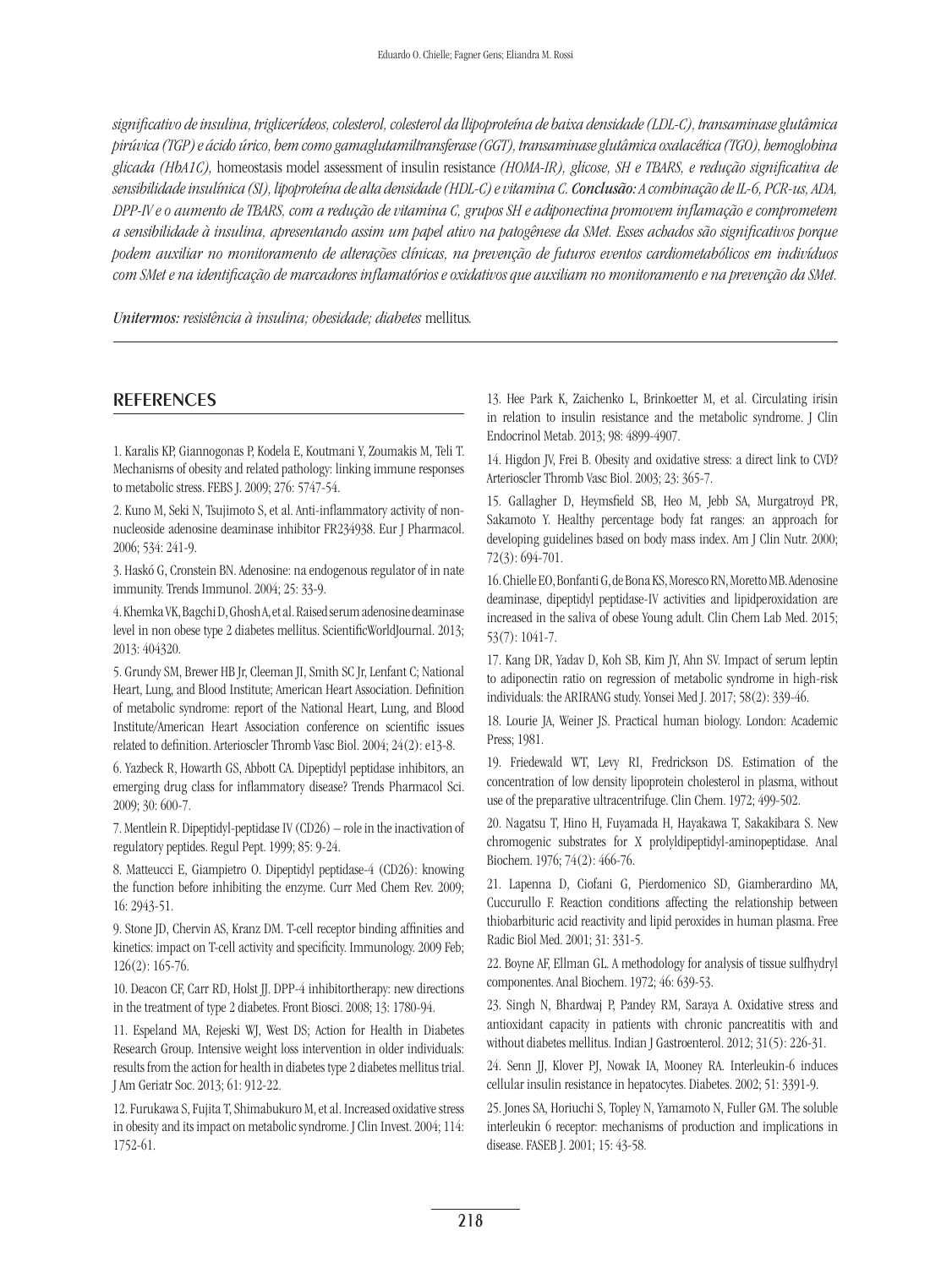*significativo de insulina, triglicerídeos, colesterol, colesterol da llipoproteína de baixa densidade (LDL-C), transaminase glutâmica pirúvica (TGP) e ácido úrico, bem como gamaglutamiltransferase (GGT), transaminase glutâmica oxalacética (TGO), hemoglobina glicada (HbA1C),* homeostasis model assessment of insulin resistance *(HOMA-IR), glicose, SH e TBARS, e redução significativa de sensibilidade insulínica (SI), lipoproteína de alta densidade (HDL-C) e vitamina C.* ***Conclusão:*** *A combinação de IL-6, PCR-us, ADA, DPP-IV e o aumento de TBARS, com a redução de vitamina C, grupos SH e adiponectina promovem inflamação e comprometem a sensibilidade à insulina, apresentando assim um papel ativo na patogênese da SMet. Esses achados são significativos porque podem auxiliar no monitoramento de alterações clínicas, na prevenção de futuros eventos cardiometabólicos em indivíduos com SMet e na identificação de marcadores inflamatórios e oxidativos que auxiliam no monitoramento e na prevenção da SMet.*

***Unitermos:*** *resistência à insulina; obesidade; diabetes* mellitus*.*

## REFERENCES

1. Karalis KP, Giannogonas P, Kodela E, Koutmani Y, Zoumakis M, Teli T. Mechanisms of obesity and related pathology: linking immune responses to metabolic stress. FEBS J. 2009; 276: 5747-54.

2. Kuno M, Seki N, Tsujimoto S, et al. Anti-inflammatory activity of non-nucleoside adenosine deaminase inhibitor FR234938. Eur J Pharmacol. 2006; 534: 241-9.

3. Haskó G, Cronstein BN. Adenosine: na endogenous regulator of in nate immunity. Trends Immunol. 2004; 25: 33-9.

4. Khemka VK, Bagchi D, Ghosh A, et al. Raised serum adenosine deaminase level in non obese type 2 diabetes mellitus. ScientificWorldJournal. 2013; 2013: 404320.

5. Grundy SM, Brewer HB Jr, Cleeman JI, Smith SC Jr, Lenfant C; National Heart, Lung, and Blood Institute; American Heart Association. Definition of metabolic syndrome: report of the National Heart, Lung, and Blood Institute/American Heart Association conference on scientific issues related to definition. Arterioscler Thromb Vasc Biol. 2004; 24(2): e13-8.

6. Yazbeck R, Howarth GS, Abbott CA. Dipeptidyl peptidase inhibitors, an emerging drug class for inflammatory disease? Trends Pharmacol Sci. 2009; 30: 600-7.

7. Mentlein R. Dipeptidyl-peptidase IV (CD26) – role in the inactivation of regulatory peptides. Regul Pept. 1999; 85: 9-24.

8. Matteucci E, Giampietro O. Dipeptidyl peptidase-4 (CD26): knowing the function before inhibiting the enzyme. Curr Med Chem Rev. 2009; 16: 2943-51.

9. Stone JD, Chervin AS, Kranz DM. T-cell receptor binding affinities and kinetics: impact on T-cell activity and specificity. Immunology. 2009 Feb; 126(2): 165-76.

10. Deacon CF, Carr RD, Holst JJ. DPP-4 inhibitortherapy: new directions in the treatment of type 2 diabetes. Front Biosci. 2008; 13: 1780-94.

11. Espeland MA, Rejeski WJ, West DS; Action for Health in Diabetes Research Group. Intensive weight loss intervention in older individuals: results from the action for health in diabetes type 2 diabetes mellitus trial. J Am Geriatr Soc. 2013; 61: 912-22.

12. Furukawa S, Fujita T, Shimabukuro M, et al. Increased oxidative stress in obesity and its impact on metabolic syndrome. J Clin Invest. 2004; 114: 1752-61.

13. Hee Park K, Zaichenko L, Brinkoetter M, et al. Circulating irisin in relation to insulin resistance and the metabolic syndrome. J Clin Endocrinol Metab. 2013; 98: 4899-4907.

14. Higdon JV, Frei B. Obesity and oxidative stress: a direct link to CVD? Arterioscler Thromb Vasc Biol. 2003; 23: 365-7.

15. Gallagher D, Heymsfield SB, Heo M, Jebb SA, Murgatroyd PR, Sakamoto Y. Healthy percentage body fat ranges: an approach for developing guidelines based on body mass index. Am J Clin Nutr. 2000; 72(3): 694-701.

16. Chielle EO, Bonfanti G, de Bona KS, Moresco RN, Moretto MB. Adenosine deaminase, dipeptidyl peptidase-IV activities and lipidperoxidation are increased in the saliva of obese Young adult. Clin Chem Lab Med. 2015; 53(7): 1041-7.

17. Kang DR, Yadav D, Koh SB, Kim JY, Ahn SV. Impact of serum leptin to adiponectin ratio on regression of metabolic syndrome in high-risk individuals: the ARIRANG study. Yonsei Med J. 2017; 58(2): 339-46.

18. Lourie JA, Weiner JS. Practical human biology. London: Academic Press; 1981.

19. Friedewald WT, Levy RI, Fredrickson DS. Estimation of the concentration of low density lipoprotein cholesterol in plasma, without use of the preparative ultracentrifuge. Clin Chem. 1972; 499-502.

20. Nagatsu T, Hino H, Fuyamada H, Hayakawa T, Sakakibara S. New chromogenic substrates for X prolyldipeptidyl-aminopeptidase. Anal Biochem. 1976; 74(2): 466-76.

21. Lapenna D, Ciofani G, Pierdomenico SD, Giamberardino MA, Cuccurullo F. Reaction conditions affecting the relationship between thiobarbituric acid reactivity and lipid peroxides in human plasma. Free Radic Biol Med. 2001; 31: 331-5.

22. Boyne AF, Ellman GL. A methodology for analysis of tissue sulfhydryl componentes. Anal Biochem. 1972; 46: 639-53.

23. Singh N, Bhardwaj P, Pandey RM, Saraya A. Oxidative stress and antioxidant capacity in patients with chronic pancreatitis with and without diabetes mellitus. Indian J Gastroenterol. 2012; 31(5): 226-31.

24. Senn JJ, Klover PJ, Nowak IA, Mooney RA. Interleukin-6 induces cellular insulin resistance in hepatocytes. Diabetes. 2002; 51: 3391-9.

25. Jones SA, Horiuchi S, Topley N, Yamamoto N, Fuller GM. The soluble interleukin 6 receptor: mechanisms of production and implications in disease. FASEB J. 2001; 15: 43-58.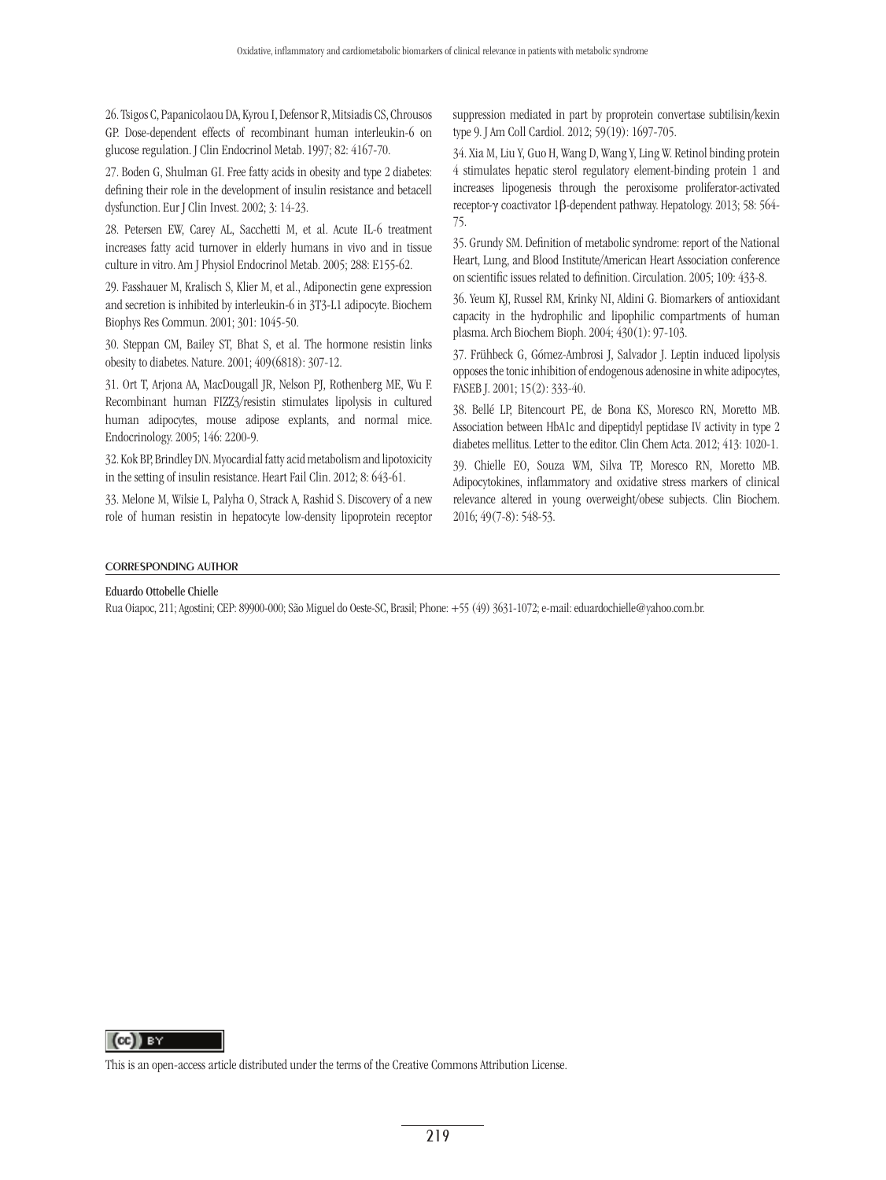26. Tsigos C, Papanicolaou DA, Kyrou I, Defensor R, Mitsiadis CS, Chrousos GP. Dose-dependent effects of recombinant human interleukin-6 on glucose regulation. J Clin Endocrinol Metab. 1997; 82: 4167-70.

27. Boden G, Shulman GI. Free fatty acids in obesity and type 2 diabetes: defining their role in the development of insulin resistance and betacell dysfunction. Eur J Clin Invest. 2002; 3: 14-23.

28. Petersen EW, Carey AL, Sacchetti M, et al. Acute IL-6 treatment increases fatty acid turnover in elderly humans in vivo and in tissue culture in vitro. Am J Physiol Endocrinol Metab. 2005; 288: E155-62.

29. Fasshauer M, Kralisch S, Klier M, et al., Adiponectin gene expression and secretion is inhibited by interleukin-6 in 3T3-L1 adipocyte. Biochem Biophys Res Commun. 2001; 301: 1045-50.

30. Steppan CM, Bailey ST, Bhat S, et al. The hormone resistin links obesity to diabetes. Nature. 2001; 409(6818): 307-12.

31. Ort T, Arjona AA, MacDougall JR, Nelson PJ, Rothenberg ME, Wu F. Recombinant human FIZZ3/resistin stimulates lipolysis in cultured human adipocytes, mouse adipose explants, and normal mice. Endocrinology. 2005; 146: 2200-9.

32. Kok BP, Brindley DN. Myocardial fatty acid metabolism and lipotoxicity in the setting of insulin resistance. Heart Fail Clin. 2012; 8: 643-61.

33. Melone M, Wilsie L, Palyha O, Strack A, Rashid S. Discovery of a new role of human resistin in hepatocyte low-density lipoprotein receptor suppression mediated in part by proprotein convertase subtilisin/kexin type 9. J Am Coll Cardiol. 2012; 59(19): 1697-705.

34. Xia M, Liu Y, Guo H, Wang D, Wang Y, Ling W. Retinol binding protein 4 stimulates hepatic sterol regulatory element-binding protein 1 and increases lipogenesis through the peroxisome proliferator-activated receptor-γ coactivator 1β-dependent pathway. Hepatology. 2013; 58: 564-75.

35. Grundy SM. Definition of metabolic syndrome: report of the National Heart, Lung, and Blood Institute/American Heart Association conference on scientific issues related to definition. Circulation. 2005; 109: 433-8.

36. Yeum KJ, Russel RM, Krinky NI, Aldini G. Biomarkers of antioxidant capacity in the hydrophilic and lipophilic compartments of human plasma. Arch Biochem Bioph. 2004; 430(1): 97-103.

37. Frühbeck G, Gómez-Ambrosi J, Salvador J. Leptin induced lipolysis opposes the tonic inhibition of endogenous adenosine in white adipocytes, FASEB J. 2001; 15(2): 333-40.

38. Bellé LP, Bitencourt PE, de Bona KS, Moresco RN, Moretto MB. Association between HbA1c and dipeptidyl peptidase IV activity in type 2 diabetes mellitus. Letter to the editor. Clin Chem Acta. 2012; 413: 1020-1.

39. Chielle EO, Souza WM, Silva TP, Moresco RN, Moretto MB. Adipocytokines, inflammatory and oxidative stress markers of clinical relevance altered in young overweight/obese subjects. Clin Biochem. 2016; 49(7-8): 548-53.

#### CORRESPONDING AUTHOR

**Eduardo Ottobelle Chielle**

Rua Oiapoc, 211; Agostini; CEP: 89900-000; São Miguel do Oeste-SC, Brasil; Phone: +55 (49) 3631-1072; e-mail: eduardochielle@yahoo.com.br.

This is an open-access article distributed under the terms of the Creative Commons Attribution License.